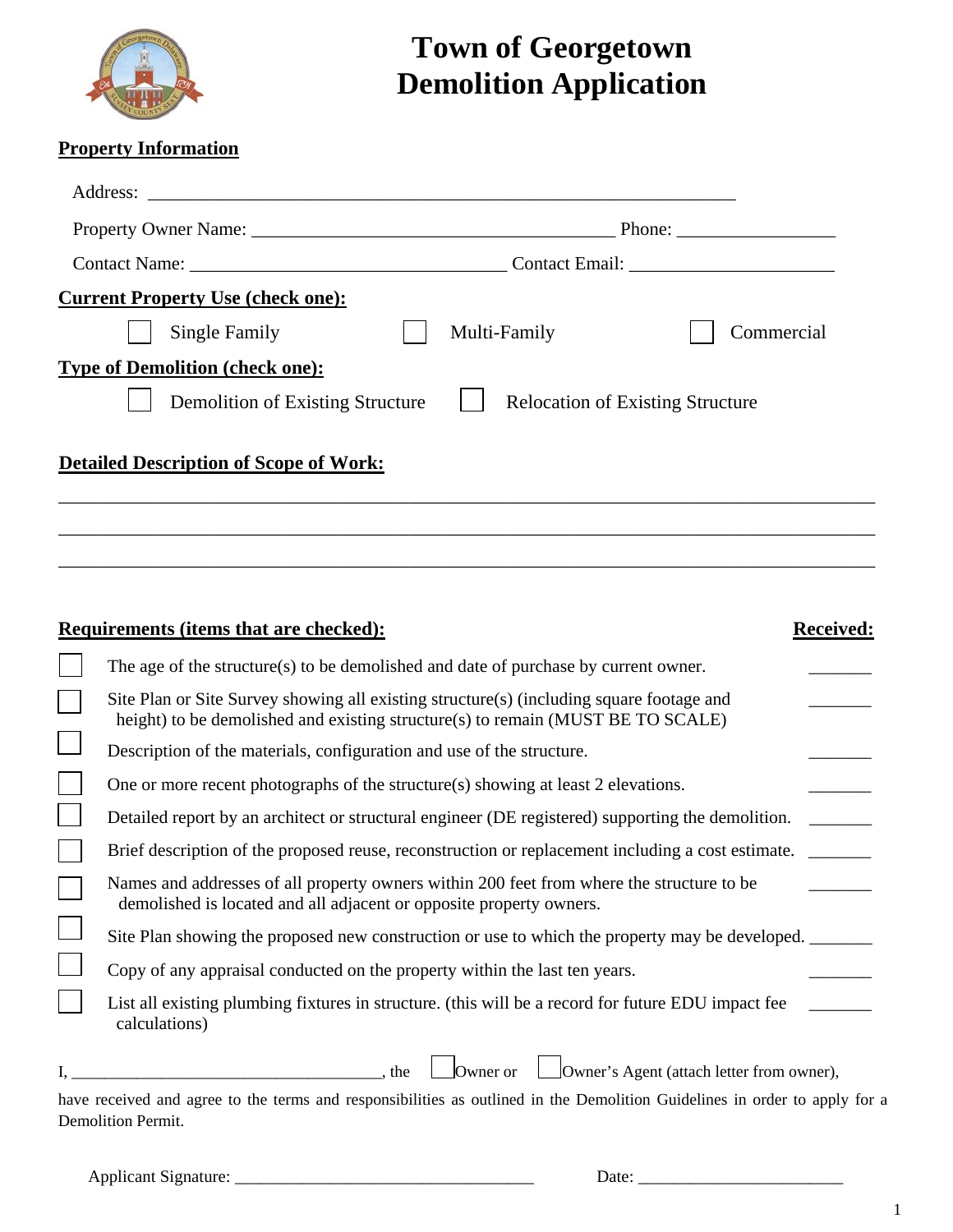# Town of Georgetown
# Demolition Application

## Property Information

Address: ____________________________________________________________

Property Owner Name: ______________________________________ Phone: ________________

Contact Name: _________________________________ Contact Email: _____________________

## Current Property Use (check one):

☐ Single Family ☐ Multi-Family ☐ Commercial

## Type of Demolition (check one):

☐ Demolition of Existing Structure ☐ Relocation of Existing Structure

## Detailed Description of Scope of Work:

______________________________________________________________________________

______________________________________________________________________________

______________________________________________________________________________

## Requirements (items that are checked):

| | Requirement | Received: |
|---|---|---|
| ☐ | The age of the structure(s) to be demolished and date of purchase by current owner. | _______ |
| ☐ | Site Plan or Site Survey showing all existing structure(s) (including square footage and height) to be demolished and existing structure(s) to remain (MUST BE TO SCALE) | _______ |
| ☐ | Description of the materials, configuration and use of the structure. | _______ |
| ☐ | One or more recent photographs of the structure(s) showing at least 2 elevations. | _______ |
| ☐ | Detailed report by an architect or structural engineer (DE registered) supporting the demolition. | _______ |
| ☐ | Brief description of the proposed reuse, reconstruction or replacement including a cost estimate. | _______ |
| ☐ | Names and addresses of all property owners within 200 feet from where the structure to be demolished is located and all adjacent or opposite property owners. | _______ |
| ☐ | Site Plan showing the proposed new construction or use to which the property may be developed. | _______ |
| ☐ | Copy of any appraisal conducted on the property within the last ten years. | _______ |
| ☐ | List all existing plumbing fixtures in structure. (this will be a record for future EDU impact fee calculations) | _______ |

I, ____________________________________, the ☐ Owner or ☐ Owner's Agent (attach letter from owner), have received and agree to the terms and responsibilities as outlined in the Demolition Guidelines in order to apply for a Demolition Permit.

Applicant Signature: __________________________________ Date: _______________________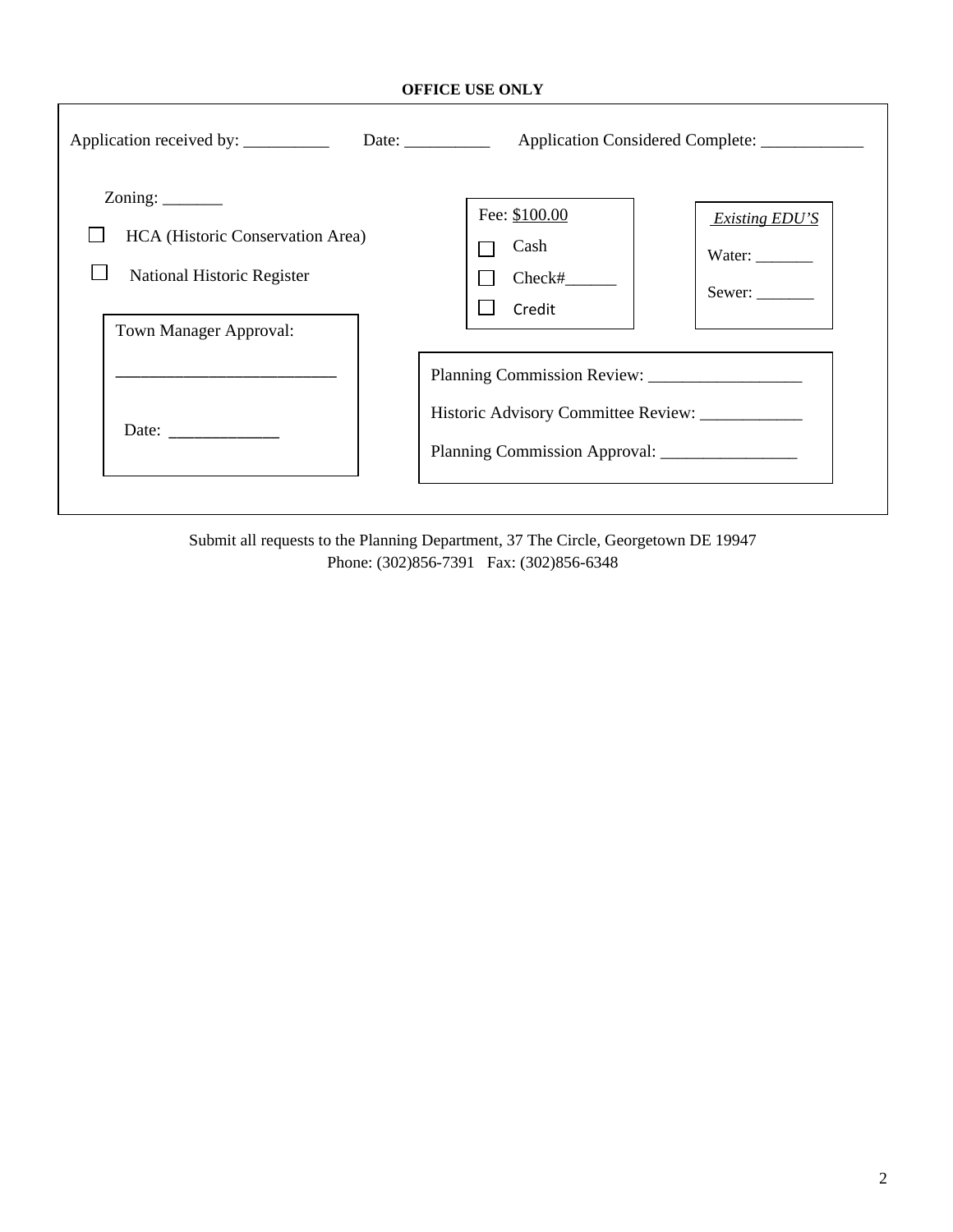**OFFICE USE ONLY**

Application received by: __________ Date: __________ Application Considered Complete: ____________

Zoning: _______

☐ HCA (Historic Conservation Area)

☐ National Historic Register

Fee: $100.00

☐ Cash

☐ Check#______

☐ Credit

*Existing EDU'S*

Water: _______

Sewer: _______

Town Manager Approval:

__________________________

Date: ____________

Planning Commission Review: __________________

Historic Advisory Committee Review: ____________

Planning Commission Approval: ________________

Submit all requests to the Planning Department, 37 The Circle, Georgetown DE 19947
Phone: (302)856-7391 Fax: (302)856-6348